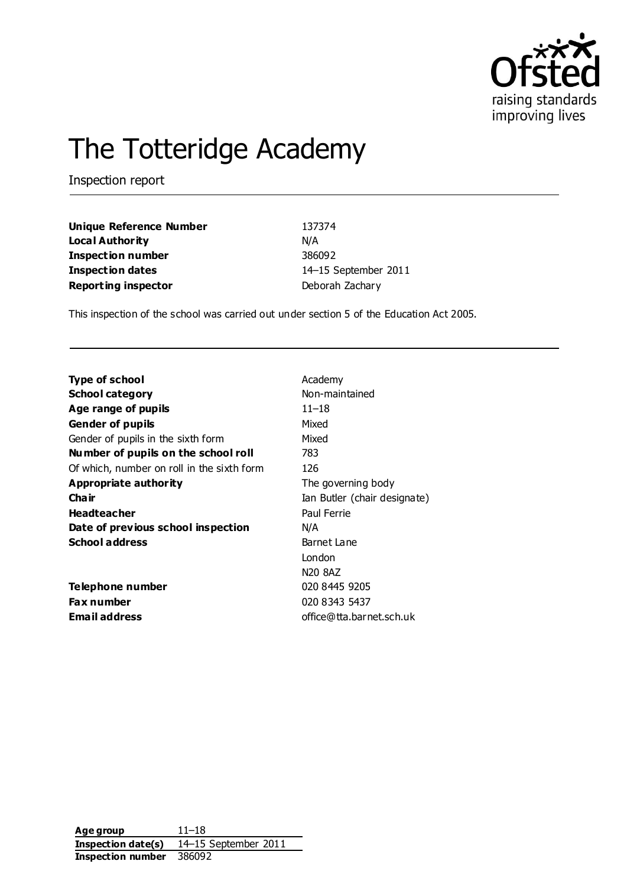# The Totteridge Academy

Inspection report

| | |
|---|---|
| **Unique Reference Number** | 137374 |
| **Local Authority** | N/A |
| **Inspection number** | 386092 |
| **Inspection dates** | 14–15 September 2011 |
| **Reporting inspector** | Deborah Zachary |

This inspection of the school was carried out under section 5 of the Education Act 2005.

| | |
|---|---|
| **Type of school** | Academy |
| **School category** | Non-maintained |
| **Age range of pupils** | 11–18 |
| **Gender of pupils** | Mixed |
| Gender of pupils in the sixth form | Mixed |
| **Number of pupils on the school roll** | 783 |
| Of which, number on roll in the sixth form | 126 |
| **Appropriate authority** | The governing body |
| **Chair** | Ian Butler (chair designate) |
| **Headteacher** | Paul Ferrie |
| **Date of previous school inspection** | N/A |
| **School address** | Barnet Lane<br>London<br>N20 8AZ |
| **Telephone number** | 020 8445 9205 |
| **Fax number** | 020 8343 5437 |
| **Email address** | office@tta.barnet.sch.uk |

| | |
|---|---|
| **Age group** | 11–18 |
| **Inspection date(s)** | 14–15 September 2011 |
| **Inspection number** | 386092 |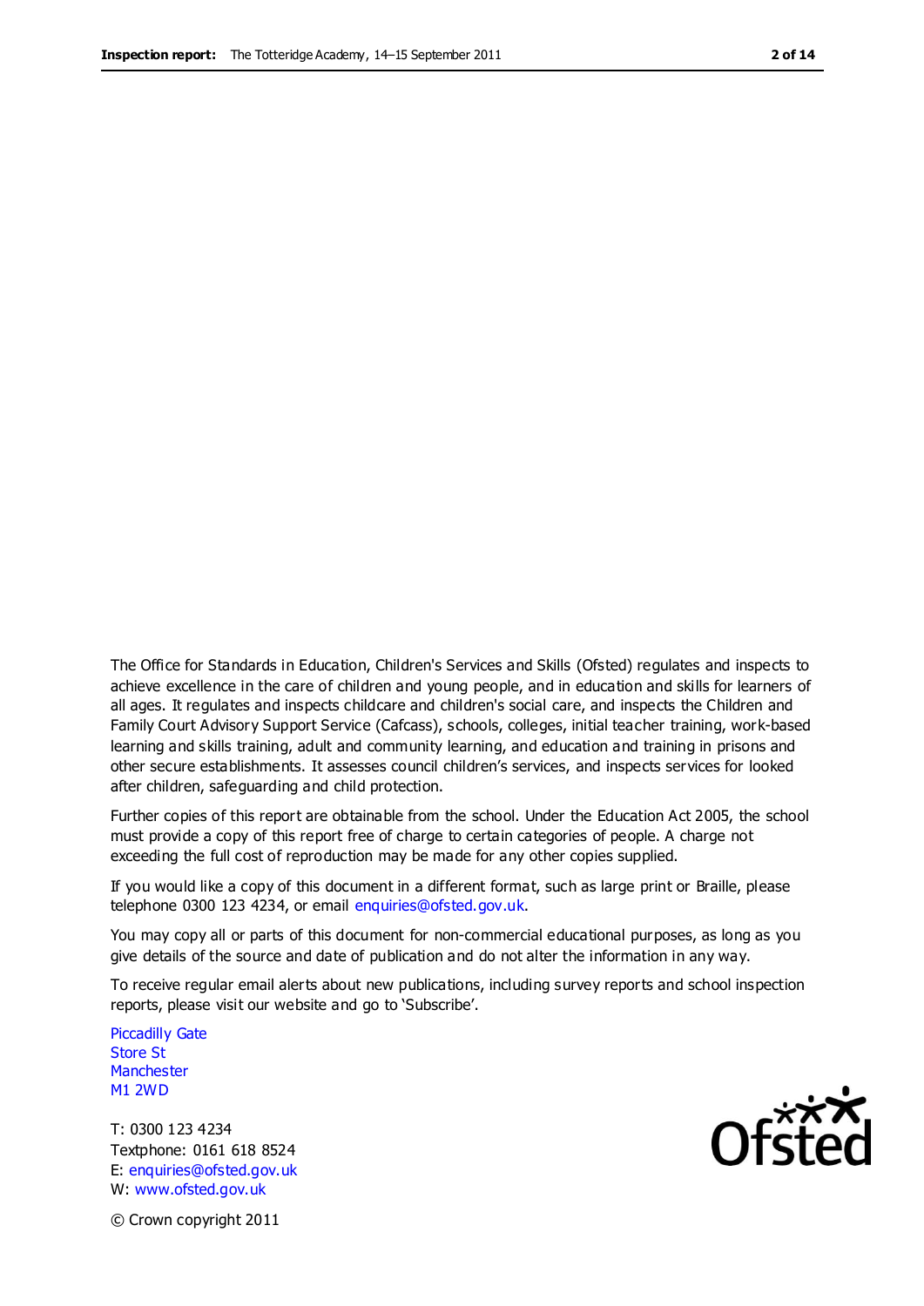The Office for Standards in Education, Children's Services and Skills (Ofsted) regulates and inspects to achieve excellence in the care of children and young people, and in education and skills for learners of all ages. It regulates and inspects childcare and children's social care, and inspects the Children and Family Court Advisory Support Service (Cafcass), schools, colleges, initial teacher training, work-based learning and skills training, adult and community learning, and education and training in prisons and other secure establishments. It assesses council children's services, and inspects services for looked after children, safeguarding and child protection.

Further copies of this report are obtainable from the school. Under the Education Act 2005, the school must provide a copy of this report free of charge to certain categories of people. A charge not exceeding the full cost of reproduction may be made for any other copies supplied.

If you would like a copy of this document in a different format, such as large print or Braille, please telephone 0300 123 4234, or email enquiries@ofsted.gov.uk.

You may copy all or parts of this document for non-commercial educational purposes, as long as you give details of the source and date of publication and do not alter the information in any way.

To receive regular email alerts about new publications, including survey reports and school inspection reports, please visit our website and go to 'Subscribe'.

Piccadilly Gate
Store St
Manchester
M1 2WD

T: 0300 123 4234
Textphone: 0161 618 8524
E: enquiries@ofsted.gov.uk
W: www.ofsted.gov.uk

© Crown copyright 2011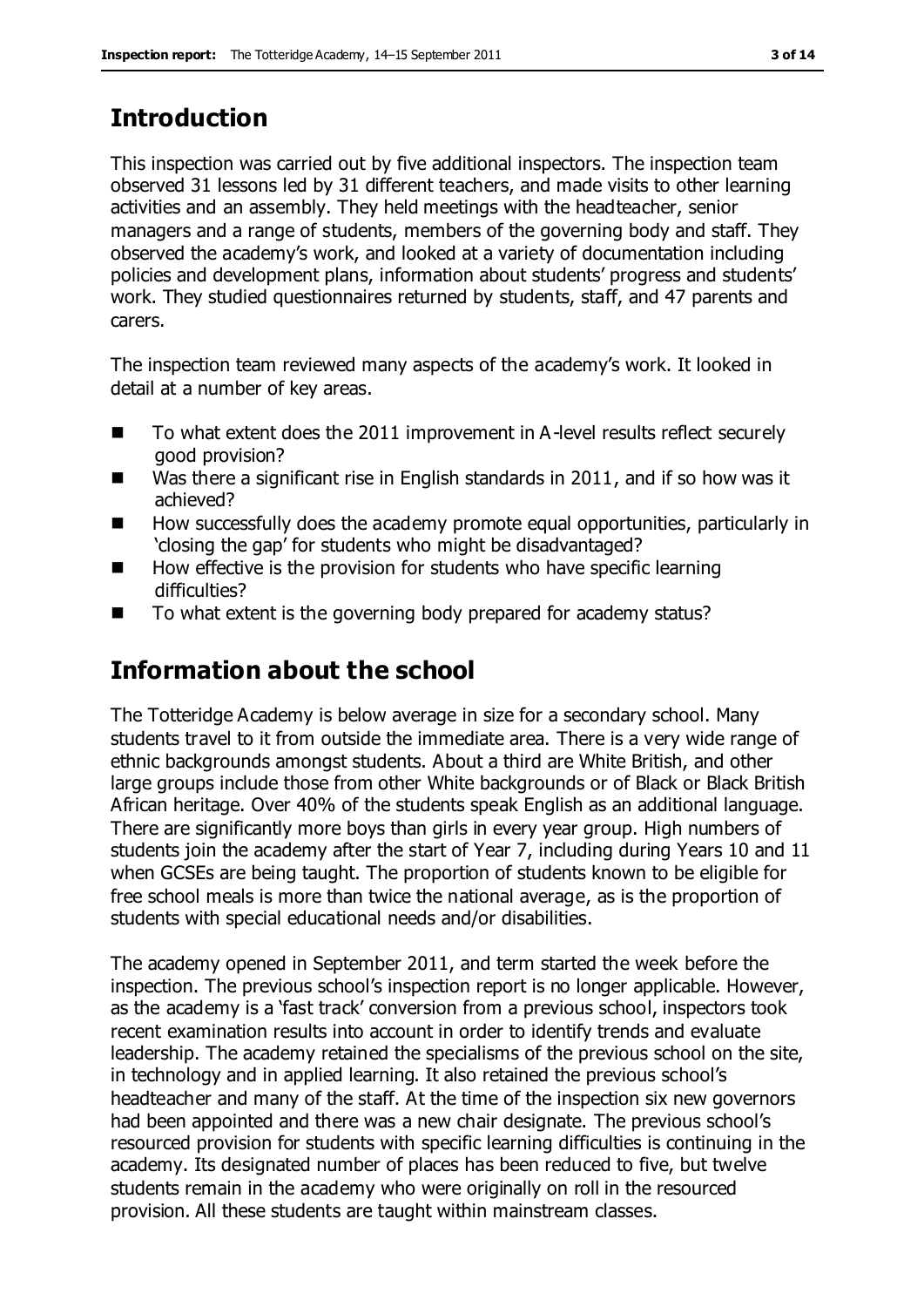## Introduction

This inspection was carried out by five additional inspectors. The inspection team observed 31 lessons led by 31 different teachers, and made visits to other learning activities and an assembly. They held meetings with the headteacher, senior managers and a range of students, members of the governing body and staff. They observed the academy's work, and looked at a variety of documentation including policies and development plans, information about students' progress and students' work. They studied questionnaires returned by students, staff, and 47 parents and carers.

The inspection team reviewed many aspects of the academy's work. It looked in detail at a number of key areas.

- To what extent does the 2011 improvement in A-level results reflect securely good provision?
- Was there a significant rise in English standards in 2011, and if so how was it achieved?
- How successfully does the academy promote equal opportunities, particularly in 'closing the gap' for students who might be disadvantaged?
- How effective is the provision for students who have specific learning difficulties?
- To what extent is the governing body prepared for academy status?

## Information about the school

The Totteridge Academy is below average in size for a secondary school. Many students travel to it from outside the immediate area. There is a very wide range of ethnic backgrounds amongst students. About a third are White British, and other large groups include those from other White backgrounds or of Black or Black British African heritage. Over 40% of the students speak English as an additional language. There are significantly more boys than girls in every year group. High numbers of students join the academy after the start of Year 7, including during Years 10 and 11 when GCSEs are being taught. The proportion of students known to be eligible for free school meals is more than twice the national average, as is the proportion of students with special educational needs and/or disabilities.

The academy opened in September 2011, and term started the week before the inspection. The previous school's inspection report is no longer applicable. However, as the academy is a 'fast track' conversion from a previous school, inspectors took recent examination results into account in order to identify trends and evaluate leadership. The academy retained the specialisms of the previous school on the site, in technology and in applied learning. It also retained the previous school's headteacher and many of the staff. At the time of the inspection six new governors had been appointed and there was a new chair designate. The previous school's resourced provision for students with specific learning difficulties is continuing in the academy. Its designated number of places has been reduced to five, but twelve students remain in the academy who were originally on roll in the resourced provision. All these students are taught within mainstream classes.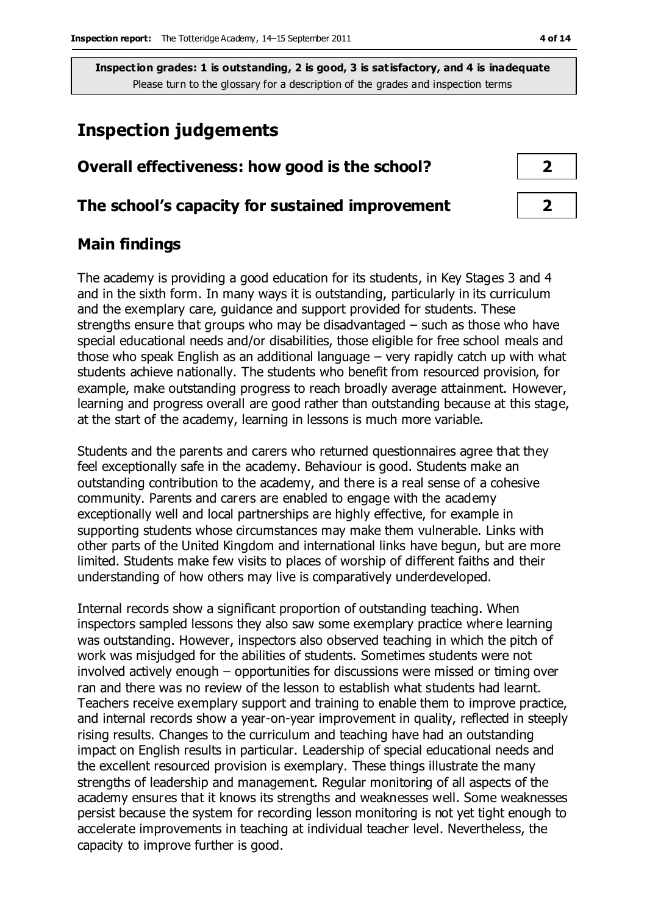**Inspection grades: 1 is outstanding, 2 is good, 3 is satisfactory, and 4 is inadequate**
Please turn to the glossary for a description of the grades and inspection terms

# Inspection judgements

| | |
|---|---|
| **Overall effectiveness: how good is the school?** | **2** |
| **The school's capacity for sustained improvement** | **2** |

## Main findings

The academy is providing a good education for its students, in Key Stages 3 and 4 and in the sixth form. In many ways it is outstanding, particularly in its curriculum and the exemplary care, guidance and support provided for students. These strengths ensure that groups who may be disadvantaged – such as those who have special educational needs and/or disabilities, those eligible for free school meals and those who speak English as an additional language – very rapidly catch up with what students achieve nationally. The students who benefit from resourced provision, for example, make outstanding progress to reach broadly average attainment. However, learning and progress overall are good rather than outstanding because at this stage, at the start of the academy, learning in lessons is much more variable.

Students and the parents and carers who returned questionnaires agree that they feel exceptionally safe in the academy. Behaviour is good. Students make an outstanding contribution to the academy, and there is a real sense of a cohesive community. Parents and carers are enabled to engage with the academy exceptionally well and local partnerships are highly effective, for example in supporting students whose circumstances may make them vulnerable. Links with other parts of the United Kingdom and international links have begun, but are more limited. Students make few visits to places of worship of different faiths and their understanding of how others may live is comparatively underdeveloped.

Internal records show a significant proportion of outstanding teaching. When inspectors sampled lessons they also saw some exemplary practice where learning was outstanding. However, inspectors also observed teaching in which the pitch of work was misjudged for the abilities of students. Sometimes students were not involved actively enough – opportunities for discussions were missed or timing over ran and there was no review of the lesson to establish what students had learnt. Teachers receive exemplary support and training to enable them to improve practice, and internal records show a year-on-year improvement in quality, reflected in steeply rising results. Changes to the curriculum and teaching have had an outstanding impact on English results in particular. Leadership of special educational needs and the excellent resourced provision is exemplary. These things illustrate the many strengths of leadership and management. Regular monitoring of all aspects of the academy ensures that it knows its strengths and weaknesses well. Some weaknesses persist because the system for recording lesson monitoring is not yet tight enough to accelerate improvements in teaching at individual teacher level. Nevertheless, the capacity to improve further is good.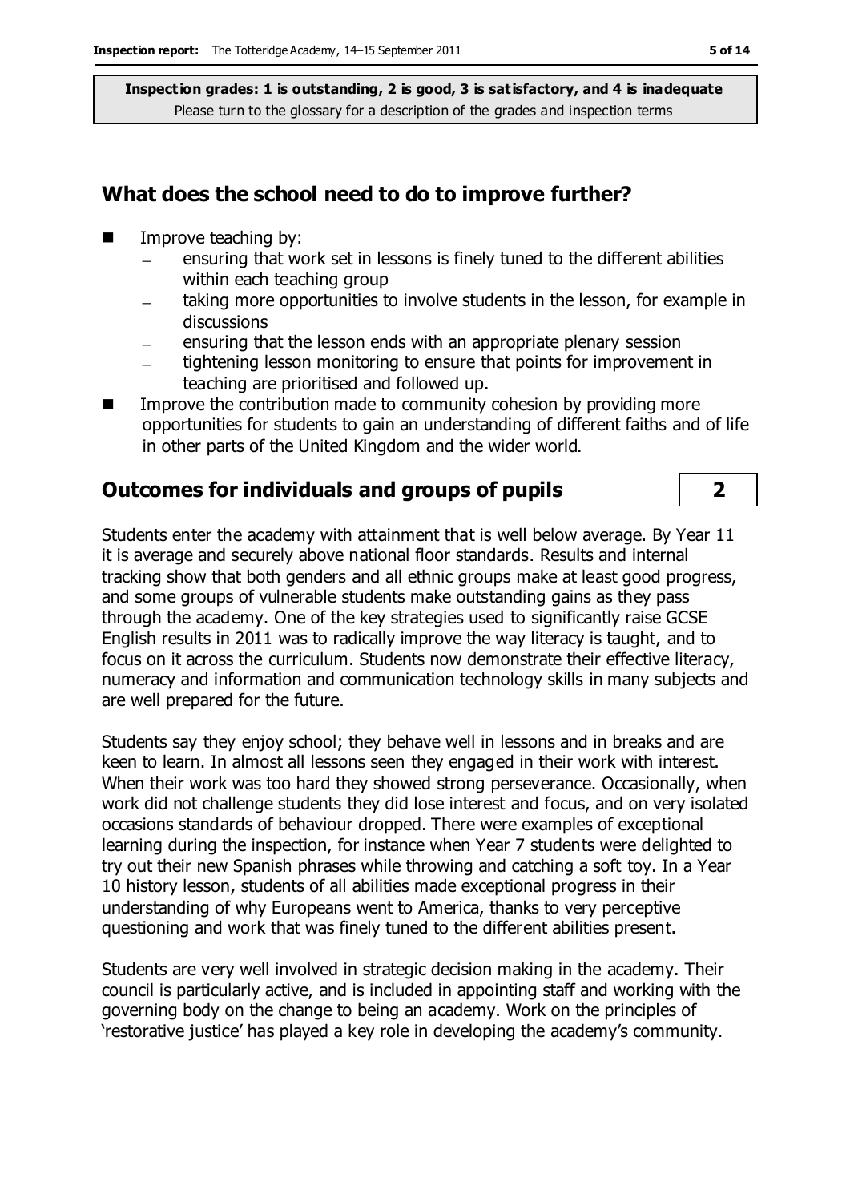**Inspection grades: 1 is outstanding, 2 is good, 3 is satisfactory, and 4 is inadequate**
Please turn to the glossary for a description of the grades and inspection terms

## What does the school need to do to improve further?

- Improve teaching by:
  - ensuring that work set in lessons is finely tuned to the different abilities within each teaching group
  - taking more opportunities to involve students in the lesson, for example in discussions
  - ensuring that the lesson ends with an appropriate plenary session
  - tightening lesson monitoring to ensure that points for improvement in teaching are prioritised and followed up.
- Improve the contribution made to community cohesion by providing more opportunities for students to gain an understanding of different faiths and of life in other parts of the United Kingdom and the wider world.

## Outcomes for individuals and groups of pupils — 2

Students enter the academy with attainment that is well below average. By Year 11 it is average and securely above national floor standards. Results and internal tracking show that both genders and all ethnic groups make at least good progress, and some groups of vulnerable students make outstanding gains as they pass through the academy. One of the key strategies used to significantly raise GCSE English results in 2011 was to radically improve the way literacy is taught, and to focus on it across the curriculum. Students now demonstrate their effective literacy, numeracy and information and communication technology skills in many subjects and are well prepared for the future.

Students say they enjoy school; they behave well in lessons and in breaks and are keen to learn. In almost all lessons seen they engaged in their work with interest. When their work was too hard they showed strong perseverance. Occasionally, when work did not challenge students they did lose interest and focus, and on very isolated occasions standards of behaviour dropped. There were examples of exceptional learning during the inspection, for instance when Year 7 students were delighted to try out their new Spanish phrases while throwing and catching a soft toy. In a Year 10 history lesson, students of all abilities made exceptional progress in their understanding of why Europeans went to America, thanks to very perceptive questioning and work that was finely tuned to the different abilities present.

Students are very well involved in strategic decision making in the academy. Their council is particularly active, and is included in appointing staff and working with the governing body on the change to being an academy. Work on the principles of 'restorative justice' has played a key role in developing the academy's community.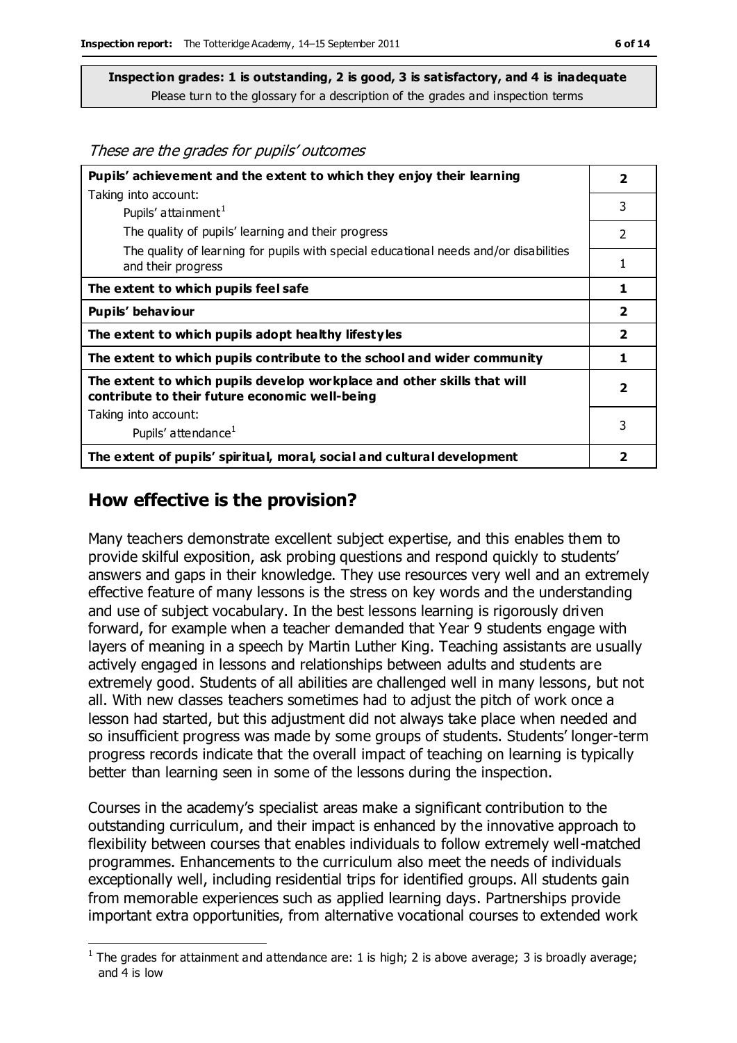**Inspection grades: 1 is outstanding, 2 is good, 3 is satisfactory, and 4 is inadequate**
Please turn to the glossary for a description of the grades and inspection terms

*These are the grades for pupils' outcomes*

| | |
|---|---|
| **Pupils' achievement and the extent to which they enjoy their learning** | **2** |
| Taking into account: Pupils' attainment[1] | 3 |
| The quality of pupils' learning and their progress | 2 |
| The quality of learning for pupils with special educational needs and/or disabilities and their progress | 1 |
| **The extent to which pupils feel safe** | **1** |
| **Pupils' behaviour** | **2** |
| **The extent to which pupils adopt healthy lifestyles** | **2** |
| **The extent to which pupils contribute to the school and wider community** | **1** |
| **The extent to which pupils develop workplace and other skills that will contribute to their future economic well-being** | **2** |
| Taking into account: Pupils' attendance[1] | 3 |
| **The extent of pupils' spiritual, moral, social and cultural development** | **2** |

## How effective is the provision?

Many teachers demonstrate excellent subject expertise, and this enables them to provide skilful exposition, ask probing questions and respond quickly to students' answers and gaps in their knowledge. They use resources very well and an extremely effective feature of many lessons is the stress on key words and the understanding and use of subject vocabulary. In the best lessons learning is rigorously driven forward, for example when a teacher demanded that Year 9 students engage with layers of meaning in a speech by Martin Luther King. Teaching assistants are usually actively engaged in lessons and relationships between adults and students are extremely good. Students of all abilities are challenged well in many lessons, but not all. With new classes teachers sometimes had to adjust the pitch of work once a lesson had started, but this adjustment did not always take place when needed and so insufficient progress was made by some groups of students. Students' longer-term progress records indicate that the overall impact of teaching on learning is typically better than learning seen in some of the lessons during the inspection.

Courses in the academy's specialist areas make a significant contribution to the outstanding curriculum, and their impact is enhanced by the innovative approach to flexibility between courses that enables individuals to follow extremely well-matched programmes. Enhancements to the curriculum also meet the needs of individuals exceptionally well, including residential trips for identified groups. All students gain from memorable experiences such as applied learning days. Partnerships provide important extra opportunities, from alternative vocational courses to extended work

[1] The grades for attainment and attendance are: 1 is high; 2 is above average; 3 is broadly average; and 4 is low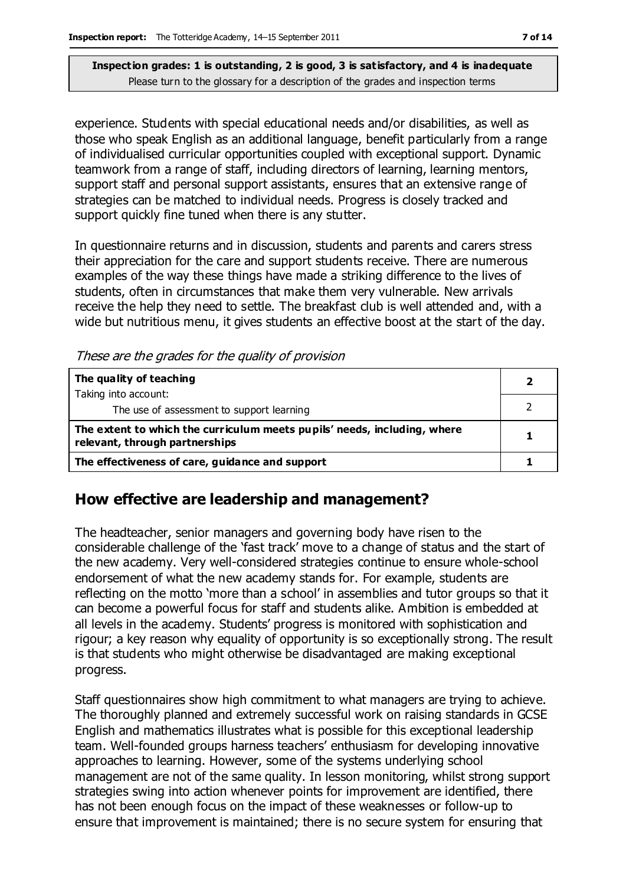**Inspection grades: 1 is outstanding, 2 is good, 3 is satisfactory, and 4 is inadequate**
Please turn to the glossary for a description of the grades and inspection terms

experience. Students with special educational needs and/or disabilities, as well as those who speak English as an additional language, benefit particularly from a range of individualised curricular opportunities coupled with exceptional support. Dynamic teamwork from a range of staff, including directors of learning, learning mentors, support staff and personal support assistants, ensures that an extensive range of strategies can be matched to individual needs. Progress is closely tracked and support quickly fine tuned when there is any stutter.

In questionnaire returns and in discussion, students and parents and carers stress their appreciation for the care and support students receive. There are numerous examples of the way these things have made a striking difference to the lives of students, often in circumstances that make them very vulnerable. New arrivals receive the help they need to settle. The breakfast club is well attended and, with a wide but nutritious menu, it gives students an effective boost at the start of the day.

*These are the grades for the quality of provision*

| | |
|---|---|
| **The quality of teaching** | **2** |
| Taking into account: The use of assessment to support learning | 2 |
| **The extent to which the curriculum meets pupils' needs, including, where relevant, through partnerships** | **1** |
| **The effectiveness of care, guidance and support** | **1** |

## How effective are leadership and management?

The headteacher, senior managers and governing body have risen to the considerable challenge of the 'fast track' move to a change of status and the start of the new academy. Very well-considered strategies continue to ensure whole-school endorsement of what the new academy stands for. For example, students are reflecting on the motto 'more than a school' in assemblies and tutor groups so that it can become a powerful focus for staff and students alike. Ambition is embedded at all levels in the academy. Students' progress is monitored with sophistication and rigour; a key reason why equality of opportunity is so exceptionally strong. The result is that students who might otherwise be disadvantaged are making exceptional progress.

Staff questionnaires show high commitment to what managers are trying to achieve. The thoroughly planned and extremely successful work on raising standards in GCSE English and mathematics illustrates what is possible for this exceptional leadership team. Well-founded groups harness teachers' enthusiasm for developing innovative approaches to learning. However, some of the systems underlying school management are not of the same quality. In lesson monitoring, whilst strong support strategies swing into action whenever points for improvement are identified, there has not been enough focus on the impact of these weaknesses or follow-up to ensure that improvement is maintained; there is no secure system for ensuring that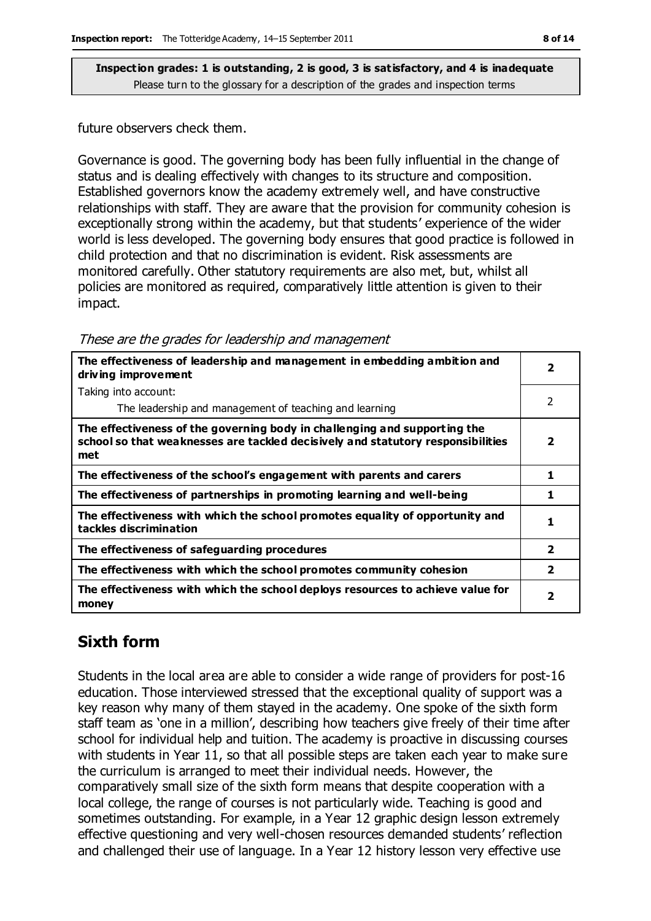**Inspection grades: 1 is outstanding, 2 is good, 3 is satisfactory, and 4 is inadequate**
Please turn to the glossary for a description of the grades and inspection terms

future observers check them.

Governance is good. The governing body has been fully influential in the change of status and is dealing effectively with changes to its structure and composition. Established governors know the academy extremely well, and have constructive relationships with staff. They are aware that the provision for community cohesion is exceptionally strong within the academy, but that students' experience of the wider world is less developed. The governing body ensures that good practice is followed in child protection and that no discrimination is evident. Risk assessments are monitored carefully. Other statutory requirements are also met, but, whilst all policies are monitored as required, comparatively little attention is given to their impact.

*These are the grades for leadership and management*

| | |
|---|---|
| **The effectiveness of leadership and management in embedding ambition and driving improvement** | **2** |
| Taking into account:<br>The leadership and management of teaching and learning | 2 |
| **The effectiveness of the governing body in challenging and supporting the school so that weaknesses are tackled decisively and statutory responsibilities met** | **2** |
| **The effectiveness of the school's engagement with parents and carers** | **1** |
| **The effectiveness of partnerships in promoting learning and well-being** | **1** |
| **The effectiveness with which the school promotes equality of opportunity and tackles discrimination** | **1** |
| **The effectiveness of safeguarding procedures** | **2** |
| **The effectiveness with which the school promotes community cohesion** | **2** |
| **The effectiveness with which the school deploys resources to achieve value for money** | **2** |

## Sixth form

Students in the local area are able to consider a wide range of providers for post-16 education. Those interviewed stressed that the exceptional quality of support was a key reason why many of them stayed in the academy. One spoke of the sixth form staff team as 'one in a million', describing how teachers give freely of their time after school for individual help and tuition. The academy is proactive in discussing courses with students in Year 11, so that all possible steps are taken each year to make sure the curriculum is arranged to meet their individual needs. However, the comparatively small size of the sixth form means that despite cooperation with a local college, the range of courses is not particularly wide. Teaching is good and sometimes outstanding. For example, in a Year 12 graphic design lesson extremely effective questioning and very well-chosen resources demanded students' reflection and challenged their use of language. In a Year 12 history lesson very effective use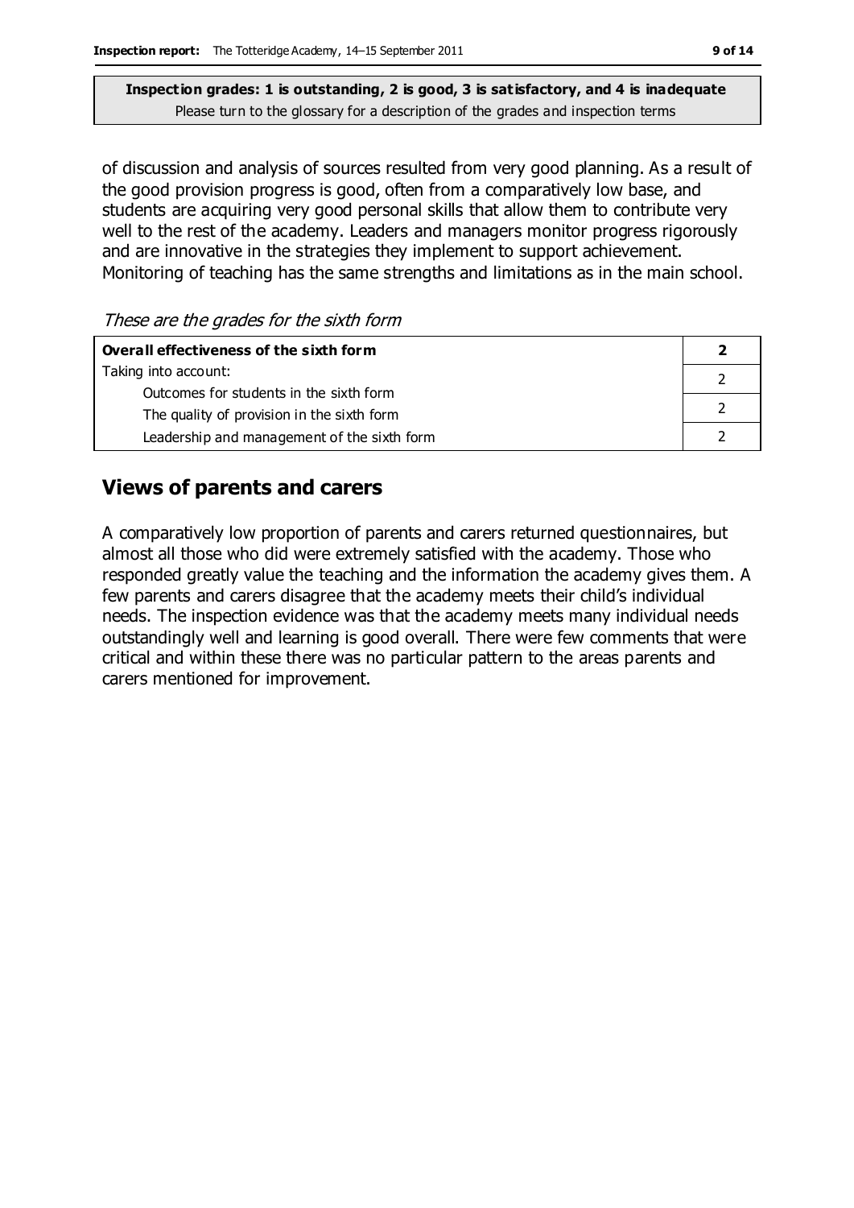**Inspection grades: 1 is outstanding, 2 is good, 3 is satisfactory, and 4 is inadequate**
Please turn to the glossary for a description of the grades and inspection terms

of discussion and analysis of sources resulted from very good planning. As a result of the good provision progress is good, often from a comparatively low base, and students are acquiring very good personal skills that allow them to contribute very well to the rest of the academy. Leaders and managers monitor progress rigorously and are innovative in the strategies they implement to support achievement. Monitoring of teaching has the same strengths and limitations as in the main school.

*These are the grades for the sixth form*

| **Overall effectiveness of the sixth form** | **2** |
|---|---|
| Taking into account:<br>Outcomes for students in the sixth form | 2 |
| The quality of provision in the sixth form | 2 |
| Leadership and management of the sixth form | 2 |

## Views of parents and carers

A comparatively low proportion of parents and carers returned questionnaires, but almost all those who did were extremely satisfied with the academy. Those who responded greatly value the teaching and the information the academy gives them. A few parents and carers disagree that the academy meets their child's individual needs. The inspection evidence was that the academy meets many individual needs outstandingly well and learning is good overall. There were few comments that were critical and within these there was no particular pattern to the areas parents and carers mentioned for improvement.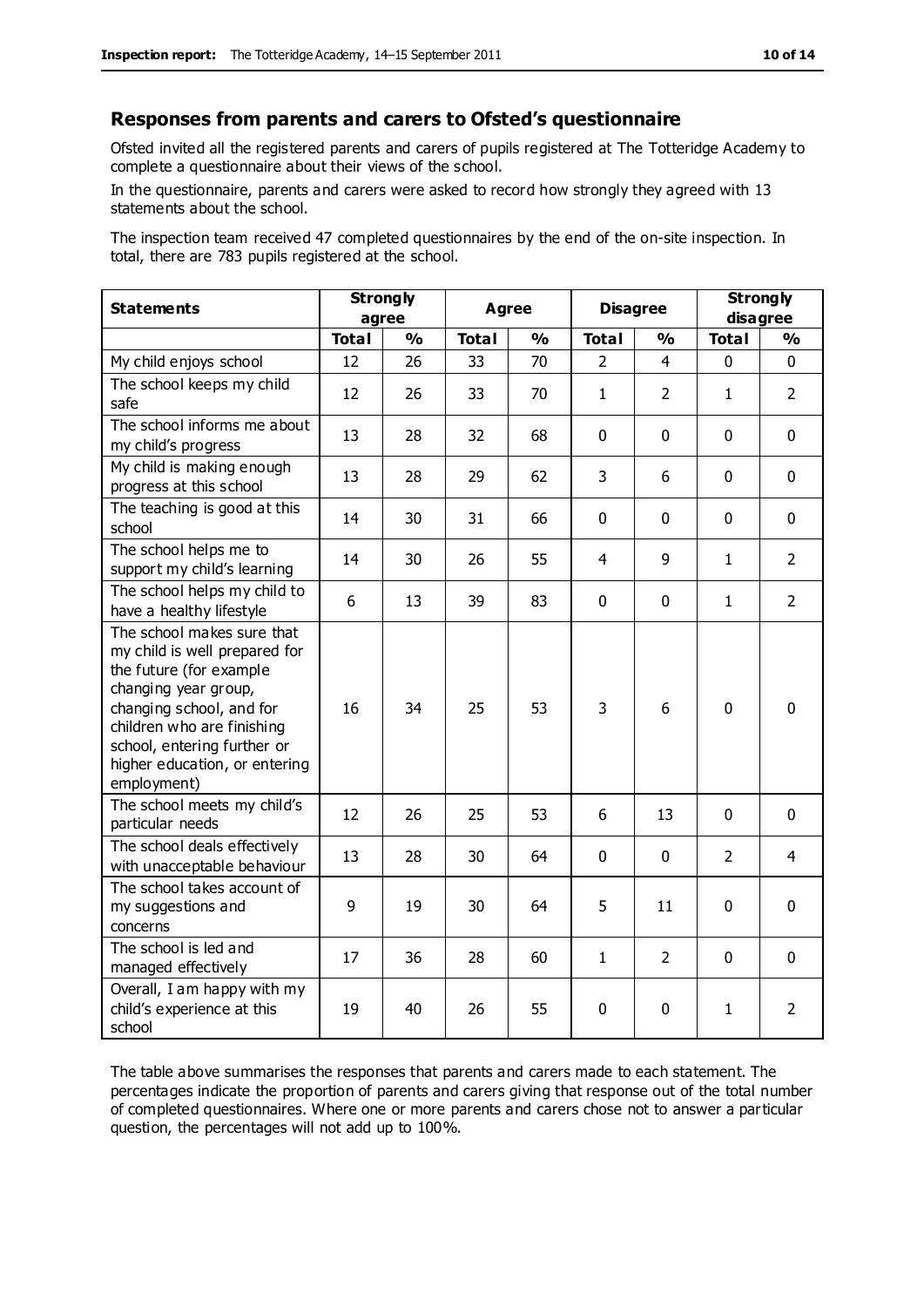## Responses from parents and carers to Ofsted's questionnaire

Ofsted invited all the registered parents and carers of pupils registered at The Totteridge Academy to complete a questionnaire about their views of the school.

In the questionnaire, parents and carers were asked to record how strongly they agreed with 13 statements about the school.

The inspection team received 47 completed questionnaires by the end of the on-site inspection. In total, there are 783 pupils registered at the school.

| Statements | Strongly agree | | Agree | | Disagree | | Strongly disagree | |
|---|---|---|---|---|---|---|---|---|
| | Total | % | Total | % | Total | % | Total | % |
| My child enjoys school | 12 | 26 | 33 | 70 | 2 | 4 | 0 | 0 |
| The school keeps my child safe | 12 | 26 | 33 | 70 | 1 | 2 | 1 | 2 |
| The school informs me about my child's progress | 13 | 28 | 32 | 68 | 0 | 0 | 0 | 0 |
| My child is making enough progress at this school | 13 | 28 | 29 | 62 | 3 | 6 | 0 | 0 |
| The teaching is good at this school | 14 | 30 | 31 | 66 | 0 | 0 | 0 | 0 |
| The school helps me to support my child's learning | 14 | 30 | 26 | 55 | 4 | 9 | 1 | 2 |
| The school helps my child to have a healthy lifestyle | 6 | 13 | 39 | 83 | 0 | 0 | 1 | 2 |
| The school makes sure that my child is well prepared for the future (for example changing year group, changing school, and for children who are finishing school, entering further or higher education, or entering employment) | 16 | 34 | 25 | 53 | 3 | 6 | 0 | 0 |
| The school meets my child's particular needs | 12 | 26 | 25 | 53 | 6 | 13 | 0 | 0 |
| The school deals effectively with unacceptable behaviour | 13 | 28 | 30 | 64 | 0 | 0 | 2 | 4 |
| The school takes account of my suggestions and concerns | 9 | 19 | 30 | 64 | 5 | 11 | 0 | 0 |
| The school is led and managed effectively | 17 | 36 | 28 | 60 | 1 | 2 | 0 | 0 |
| Overall, I am happy with my child's experience at this school | 19 | 40 | 26 | 55 | 0 | 0 | 1 | 2 |

The table above summarises the responses that parents and carers made to each statement. The percentages indicate the proportion of parents and carers giving that response out of the total number of completed questionnaires. Where one or more parents and carers chose not to answer a particular question, the percentages will not add up to 100%.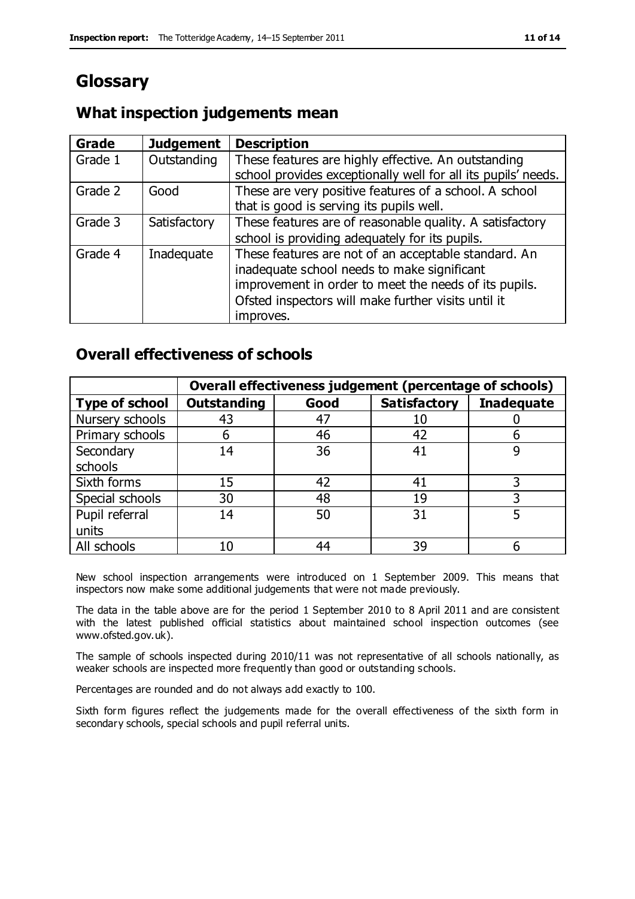# Glossary

## What inspection judgements mean

| Grade | Judgement | Description |
| --- | --- | --- |
| Grade 1 | Outstanding | These features are highly effective. An outstanding school provides exceptionally well for all its pupils' needs. |
| Grade 2 | Good | These are very positive features of a school. A school that is good is serving its pupils well. |
| Grade 3 | Satisfactory | These features are of reasonable quality. A satisfactory school is providing adequately for its pupils. |
| Grade 4 | Inadequate | These features are not of an acceptable standard. An inadequate school needs to make significant improvement in order to meet the needs of its pupils. Ofsted inspectors will make further visits until it improves. |

## Overall effectiveness of schools

| | Overall effectiveness judgement (percentage of schools) | | | |
| --- | --- | --- | --- | --- |
| **Type of school** | **Outstanding** | **Good** | **Satisfactory** | **Inadequate** |
| Nursery schools | 43 | 47 | 10 | 0 |
| Primary schools | 6 | 46 | 42 | 6 |
| Secondary schools | 14 | 36 | 41 | 9 |
| Sixth forms | 15 | 42 | 41 | 3 |
| Special schools | 30 | 48 | 19 | 3 |
| Pupil referral units | 14 | 50 | 31 | 5 |
| All schools | 10 | 44 | 39 | 6 |

New school inspection arrangements were introduced on 1 September 2009. This means that inspectors now make some additional judgements that were not made previously.

The data in the table above are for the period 1 September 2010 to 8 April 2011 and are consistent with the latest published official statistics about maintained school inspection outcomes (see www.ofsted.gov.uk).

The sample of schools inspected during 2010/11 was not representative of all schools nationally, as weaker schools are inspected more frequently than good or outstanding schools.

Percentages are rounded and do not always add exactly to 100.

Sixth form figures reflect the judgements made for the overall effectiveness of the sixth form in secondary schools, special schools and pupil referral units.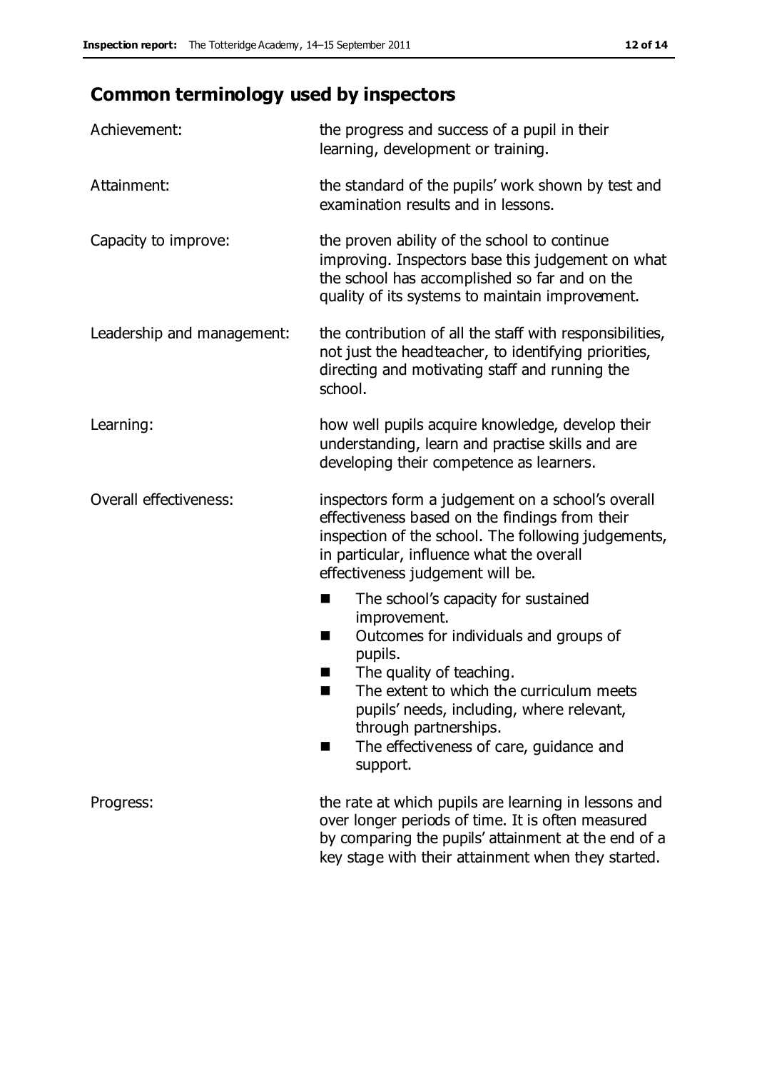## Common terminology used by inspectors

| | |
|---|---|
| Achievement: | the progress and success of a pupil in their learning, development or training. |
| Attainment: | the standard of the pupils' work shown by test and examination results and in lessons. |
| Capacity to improve: | the proven ability of the school to continue improving. Inspectors base this judgement on what the school has accomplished so far and on the quality of its systems to maintain improvement. |
| Leadership and management: | the contribution of all the staff with responsibilities, not just the headteacher, to identifying priorities, directing and motivating staff and running the school. |
| Learning: | how well pupils acquire knowledge, develop their understanding, learn and practise skills and are developing their competence as learners. |
| Overall effectiveness: | inspectors form a judgement on a school's overall effectiveness based on the findings from their inspection of the school. The following judgements, in particular, influence what the overall effectiveness judgement will be.<br>■ The school's capacity for sustained improvement.<br>■ Outcomes for individuals and groups of pupils.<br>■ The quality of teaching.<br>■ The extent to which the curriculum meets pupils' needs, including, where relevant, through partnerships.<br>■ The effectiveness of care, guidance and support. |
| Progress: | the rate at which pupils are learning in lessons and over longer periods of time. It is often measured by comparing the pupils' attainment at the end of a key stage with their attainment when they started. |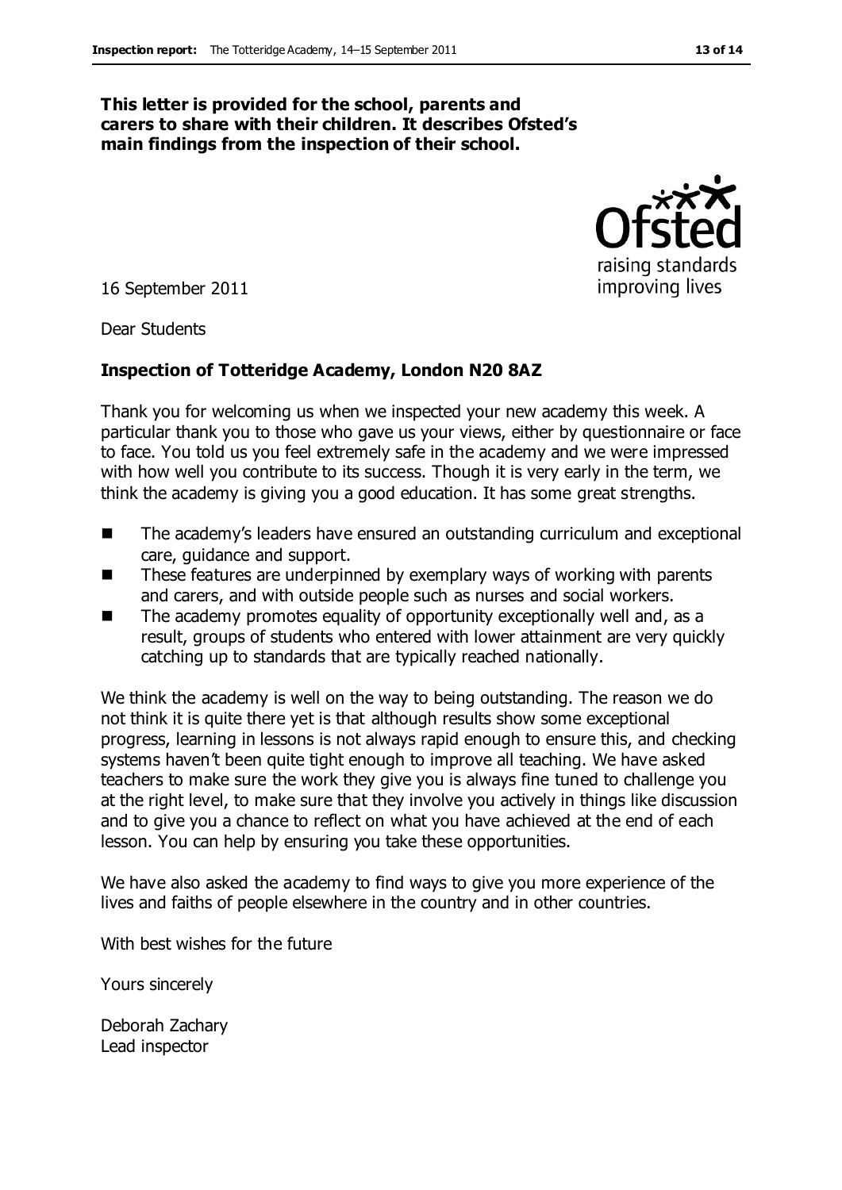**This letter is provided for the school, parents and carers to share with their children. It describes Ofsted's main findings from the inspection of their school.**

16 September 2011

Dear Students

**Inspection of Totteridge Academy, London N20 8AZ**

Thank you for welcoming us when we inspected your new academy this week. A particular thank you to those who gave us your views, either by questionnaire or face to face. You told us you feel extremely safe in the academy and we were impressed with how well you contribute to its success. Though it is very early in the term, we think the academy is giving you a good education. It has some great strengths.

- The academy's leaders have ensured an outstanding curriculum and exceptional care, guidance and support.
- These features are underpinned by exemplary ways of working with parents and carers, and with outside people such as nurses and social workers.
- The academy promotes equality of opportunity exceptionally well and, as a result, groups of students who entered with lower attainment are very quickly catching up to standards that are typically reached nationally.

We think the academy is well on the way to being outstanding. The reason we do not think it is quite there yet is that although results show some exceptional progress, learning in lessons is not always rapid enough to ensure this, and checking systems haven't been quite tight enough to improve all teaching. We have asked teachers to make sure the work they give you is always fine tuned to challenge you at the right level, to make sure that they involve you actively in things like discussion and to give you a chance to reflect on what you have achieved at the end of each lesson. You can help by ensuring you take these opportunities.

We have also asked the academy to find ways to give you more experience of the lives and faiths of people elsewhere in the country and in other countries.

With best wishes for the future

Yours sincerely

Deborah Zachary
Lead inspector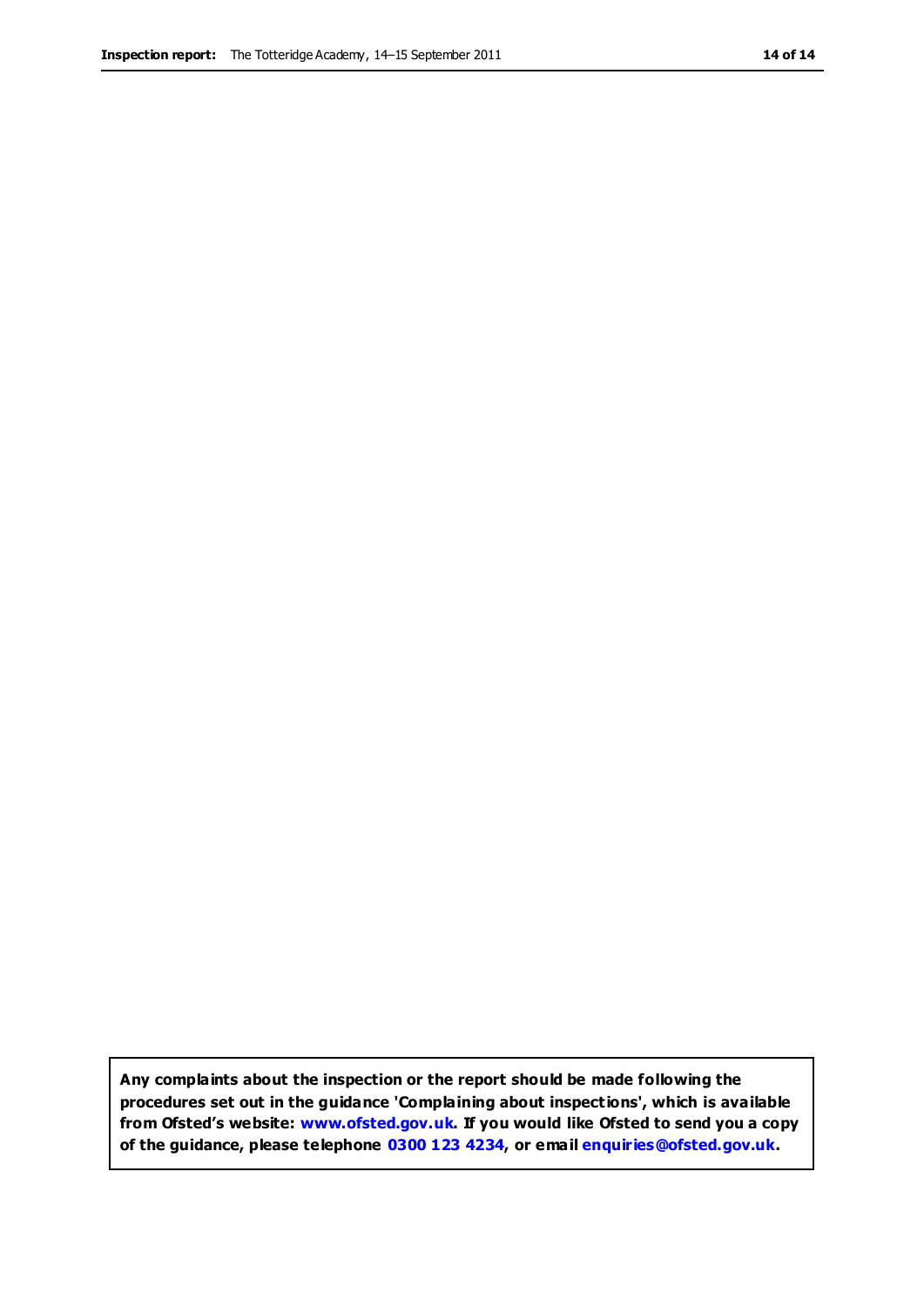**Any complaints about the inspection or the report should be made following the procedures set out in the guidance 'Complaining about inspections', which is available from Ofsted's website: www.ofsted.gov.uk. If you would like Ofsted to send you a copy of the guidance, please telephone 0300 123 4234, or email enquiries@ofsted.gov.uk.**